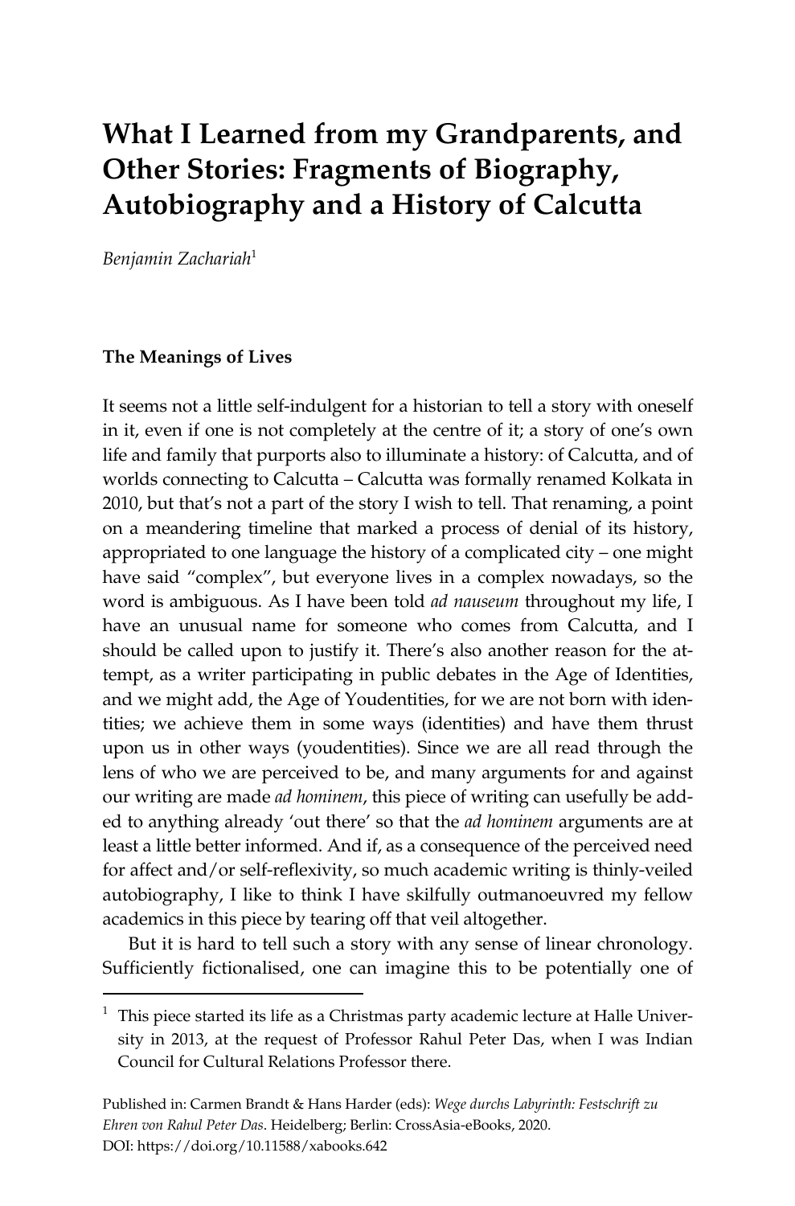# What I Learned from my Grandparents, and Other Stories: Fragments of Biography, Autobiography and a History of Calcutta

*Benjamin Zachariah*[1]

## The Meanings of Lives

It seems not a little self-indulgent for a historian to tell a story with oneself in it, even if one is not completely at the centre of it; a story of one's own life and family that purports also to illuminate a history: of Calcutta, and of worlds connecting to Calcutta – Calcutta was formally renamed Kolkata in 2010, but that's not a part of the story I wish to tell. That renaming, a point on a meandering timeline that marked a process of denial of its history, appropriated to one language the history of a complicated city – one might have said "complex", but everyone lives in a complex nowadays, so the word is ambiguous. As I have been told *ad nauseum* throughout my life, I have an unusual name for someone who comes from Calcutta, and I should be called upon to justify it. There's also another reason for the attempt, as a writer participating in public debates in the Age of Identities, and we might add, the Age of Youdentities, for we are not born with identities; we achieve them in some ways (identities) and have them thrust upon us in other ways (youdentities). Since we are all read through the lens of who we are perceived to be, and many arguments for and against our writing are made *ad hominem*, this piece of writing can usefully be added to anything already 'out there' so that the *ad hominem* arguments are at least a little better informed. And if, as a consequence of the perceived need for affect and/or self-reflexivity, so much academic writing is thinly-veiled autobiography, I like to think I have skilfully outmanoeuvred my fellow academics in this piece by tearing off that veil altogether.

But it is hard to tell such a story with any sense of linear chronology. Sufficiently fictionalised, one can imagine this to be potentially one of

---

[1] This piece started its life as a Christmas party academic lecture at Halle University in 2013, at the request of Professor Rahul Peter Das, when I was Indian Council for Cultural Relations Professor there.

Published in: Carmen Brandt & Hans Harder (eds): *Wege durchs Labyrinth: Festschrift zu Ehren von Rahul Peter Das*. Heidelberg; Berlin: CrossAsia-eBooks, 2020.
DOI: https://doi.org/10.11588/xabooks.642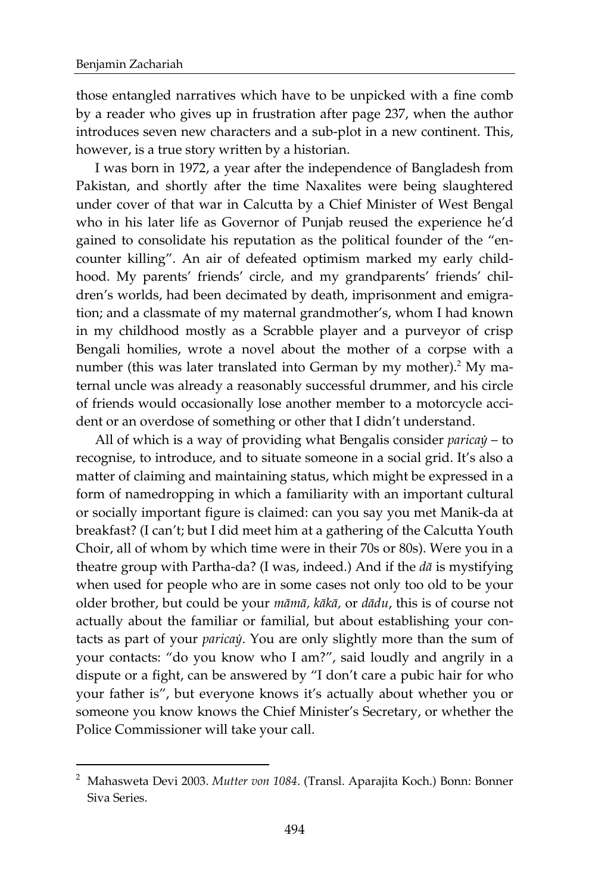those entangled narratives which have to be unpicked with a fine comb by a reader who gives up in frustration after page 237, when the author introduces seven new characters and a sub-plot in a new continent. This, however, is a true story written by a historian.

I was born in 1972, a year after the independence of Bangladesh from Pakistan, and shortly after the time Naxalites were being slaughtered under cover of that war in Calcutta by a Chief Minister of West Bengal who in his later life as Governor of Punjab reused the experience he'd gained to consolidate his reputation as the political founder of the "encounter killing". An air of defeated optimism marked my early childhood. My parents' friends' circle, and my grandparents' friends' children's worlds, had been decimated by death, imprisonment and emigration; and a classmate of my maternal grandmother's, whom I had known in my childhood mostly as a Scrabble player and a purveyor of crisp Bengali homilies, wrote a novel about the mother of a corpse with a number (this was later translated into German by my mother).[2] My maternal uncle was already a reasonably successful drummer, and his circle of friends would occasionally lose another member to a motorcycle accident or an overdose of something or other that I didn't understand.

All of which is a way of providing what Bengalis consider *paricaẏ* – to recognise, to introduce, and to situate someone in a social grid. It's also a matter of claiming and maintaining status, which might be expressed in a form of namedropping in which a familiarity with an important cultural or socially important figure is claimed: can you say you met Manik-da at breakfast? (I can't; but I did meet him at a gathering of the Calcutta Youth Choir, all of whom by which time were in their 70s or 80s). Were you in a theatre group with Partha-da? (I was, indeed.) And if the *dā* is mystifying when used for people who are in some cases not only too old to be your older brother, but could be your *māmā, kākā,* or *dādu*, this is of course not actually about the familiar or familial, but about establishing your contacts as part of your *paricaẏ*. You are only slightly more than the sum of your contacts: "do you know who I am?", said loudly and angrily in a dispute or a fight, can be answered by "I don't care a pubic hair for who your father is", but everyone knows it's actually about whether you or someone you know knows the Chief Minister's Secretary, or whether the Police Commissioner will take your call.

---

[2] Mahasweta Devi 2003. *Mutter von 1084*. (Transl. Aparajita Koch.) Bonn: Bonner Siva Series.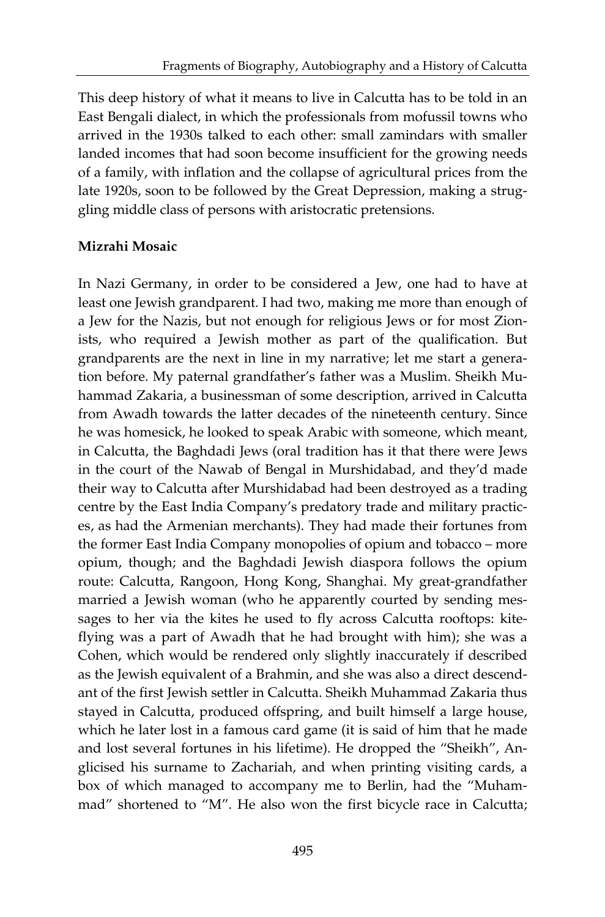This deep history of what it means to live in Calcutta has to be told in an East Bengali dialect, in which the professionals from mofussil towns who arrived in the 1930s talked to each other: small zamindars with smaller landed incomes that had soon become insufficient for the growing needs of a family, with inflation and the collapse of agricultural prices from the late 1920s, soon to be followed by the Great Depression, making a struggling middle class of persons with aristocratic pretensions.

**Mizrahi Mosaic**

In Nazi Germany, in order to be considered a Jew, one had to have at least one Jewish grandparent. I had two, making me more than enough of a Jew for the Nazis, but not enough for religious Jews or for most Zionists, who required a Jewish mother as part of the qualification. But grandparents are the next in line in my narrative; let me start a generation before. My paternal grandfather's father was a Muslim. Sheikh Muhammad Zakaria, a businessman of some description, arrived in Calcutta from Awadh towards the latter decades of the nineteenth century. Since he was homesick, he looked to speak Arabic with someone, which meant, in Calcutta, the Baghdadi Jews (oral tradition has it that there were Jews in the court of the Nawab of Bengal in Murshidabad, and they'd made their way to Calcutta after Murshidabad had been destroyed as a trading centre by the East India Company's predatory trade and military practices, as had the Armenian merchants). They had made their fortunes from the former East India Company monopolies of opium and tobacco – more opium, though; and the Baghdadi Jewish diaspora follows the opium route: Calcutta, Rangoon, Hong Kong, Shanghai. My great-grandfather married a Jewish woman (who he apparently courted by sending messages to her via the kites he used to fly across Calcutta rooftops: kite-flying was a part of Awadh that he had brought with him); she was a Cohen, which would be rendered only slightly inaccurately if described as the Jewish equivalent of a Brahmin, and she was also a direct descendant of the first Jewish settler in Calcutta. Sheikh Muhammad Zakaria thus stayed in Calcutta, produced offspring, and built himself a large house, which he later lost in a famous card game (it is said of him that he made and lost several fortunes in his lifetime). He dropped the "Sheikh", Anglicised his surname to Zachariah, and when printing visiting cards, a box of which managed to accompany me to Berlin, had the "Muhammad" shortened to "M". He also won the first bicycle race in Calcutta;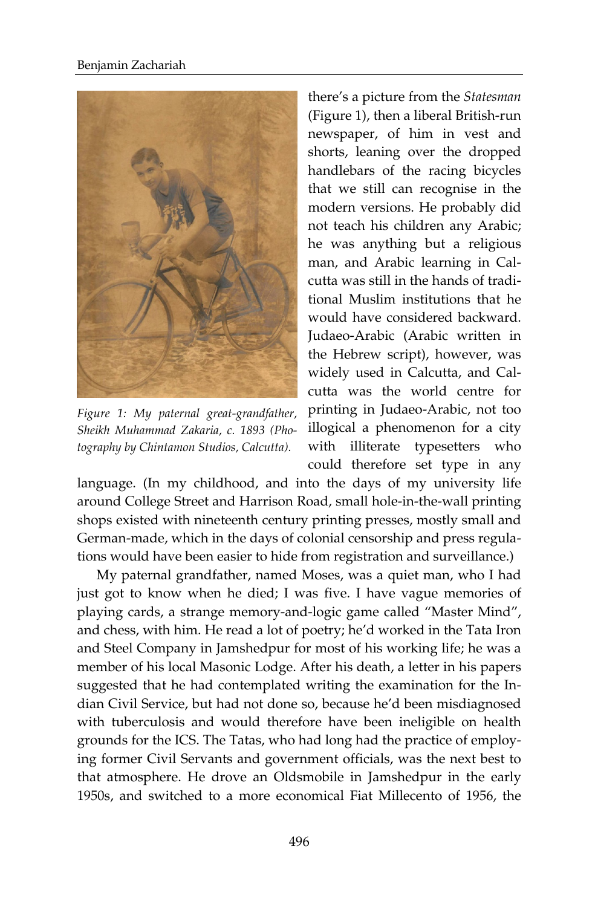there's a picture from the *Statesman* (Figure 1), then a liberal British-run newspaper, of him in vest and shorts, leaning over the dropped handlebars of the racing bicycles that we still can recognise in the modern versions. He probably did not teach his children any Arabic; he was anything but a religious man, and Arabic learning in Calcutta was still in the hands of traditional Muslim institutions that he would have considered backward. Judaeo-Arabic (Arabic written in the Hebrew script), however, was widely used in Calcutta, and Calcutta was the world centre for printing in Judaeo-Arabic, not too illogical a phenomenon for a city with illiterate typesetters who could therefore set type in any language. (In my childhood, and into the days of my university life around College Street and Harrison Road, small hole-in-the-wall printing shops existed with nineteenth century printing presses, mostly small and German-made, which in the days of colonial censorship and press regulations would have been easier to hide from registration and surveillance.)

*Figure 1: My paternal great-grandfather, Sheikh Muhammad Zakaria, c. 1893 (Photography by Chintamon Studios, Calcutta).*

My paternal grandfather, named Moses, was a quiet man, who I had just got to know when he died; I was five. I have vague memories of playing cards, a strange memory-and-logic game called "Master Mind", and chess, with him. He read a lot of poetry; he'd worked in the Tata Iron and Steel Company in Jamshedpur for most of his working life; he was a member of his local Masonic Lodge. After his death, a letter in his papers suggested that he had contemplated writing the examination for the Indian Civil Service, but had not done so, because he'd been misdiagnosed with tuberculosis and would therefore have been ineligible on health grounds for the ICS. The Tatas, who had long had the practice of employing former Civil Servants and government officials, was the next best to that atmosphere. He drove an Oldsmobile in Jamshedpur in the early 1950s, and switched to a more economical Fiat Millecento of 1956, the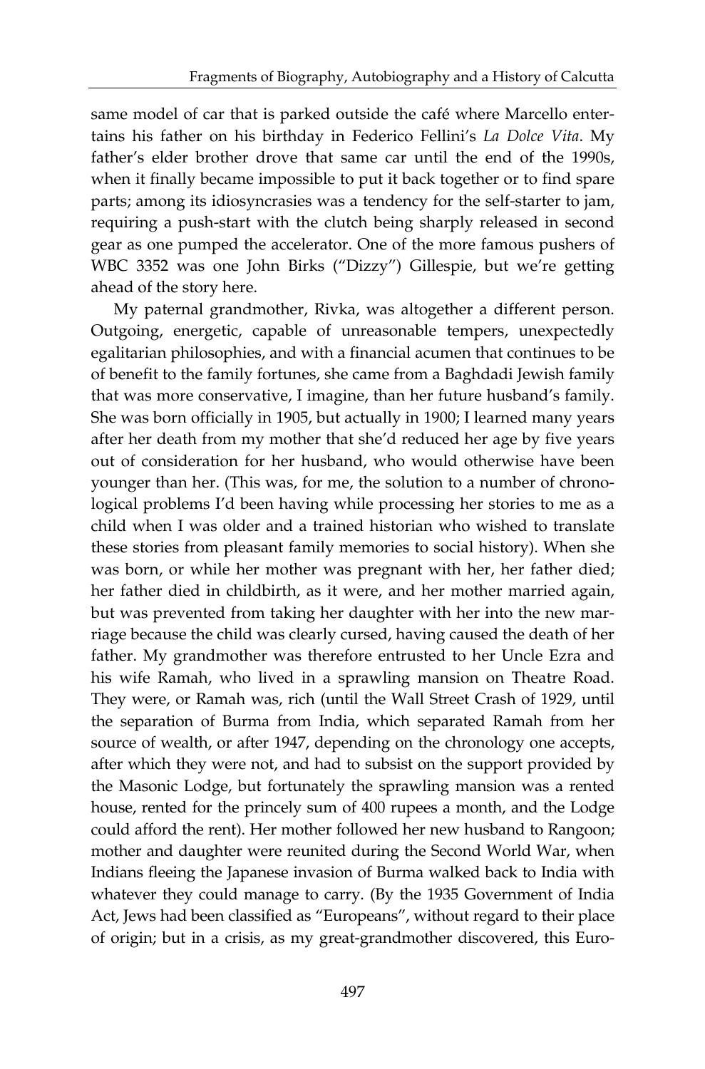same model of car that is parked outside the café where Marcello entertains his father on his birthday in Federico Fellini's *La Dolce Vita*. My father's elder brother drove that same car until the end of the 1990s, when it finally became impossible to put it back together or to find spare parts; among its idiosyncrasies was a tendency for the self-starter to jam, requiring a push-start with the clutch being sharply released in second gear as one pumped the accelerator. One of the more famous pushers of WBC 3352 was one John Birks ("Dizzy") Gillespie, but we're getting ahead of the story here.

My paternal grandmother, Rivka, was altogether a different person. Outgoing, energetic, capable of unreasonable tempers, unexpectedly egalitarian philosophies, and with a financial acumen that continues to be of benefit to the family fortunes, she came from a Baghdadi Jewish family that was more conservative, I imagine, than her future husband's family. She was born officially in 1905, but actually in 1900; I learned many years after her death from my mother that she'd reduced her age by five years out of consideration for her husband, who would otherwise have been younger than her. (This was, for me, the solution to a number of chronological problems I'd been having while processing her stories to me as a child when I was older and a trained historian who wished to translate these stories from pleasant family memories to social history). When she was born, or while her mother was pregnant with her, her father died; her father died in childbirth, as it were, and her mother married again, but was prevented from taking her daughter with her into the new marriage because the child was clearly cursed, having caused the death of her father. My grandmother was therefore entrusted to her Uncle Ezra and his wife Ramah, who lived in a sprawling mansion on Theatre Road. They were, or Ramah was, rich (until the Wall Street Crash of 1929, until the separation of Burma from India, which separated Ramah from her source of wealth, or after 1947, depending on the chronology one accepts, after which they were not, and had to subsist on the support provided by the Masonic Lodge, but fortunately the sprawling mansion was a rented house, rented for the princely sum of 400 rupees a month, and the Lodge could afford the rent). Her mother followed her new husband to Rangoon; mother and daughter were reunited during the Second World War, when Indians fleeing the Japanese invasion of Burma walked back to India with whatever they could manage to carry. (By the 1935 Government of India Act, Jews had been classified as "Europeans", without regard to their place of origin; but in a crisis, as my great-grandmother discovered, this Euro-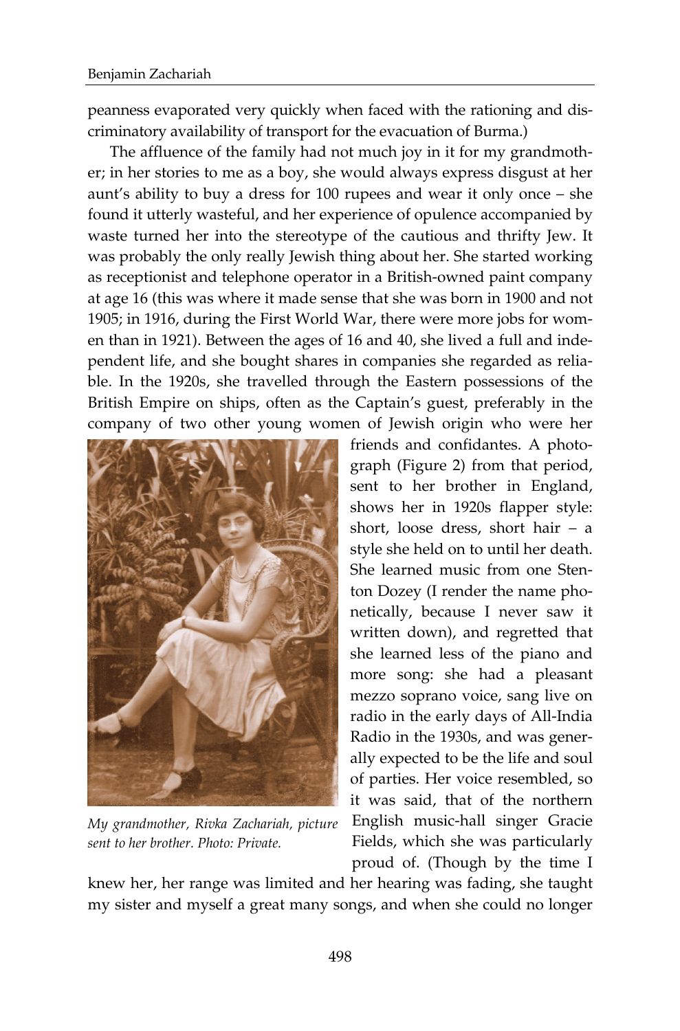peanness evaporated very quickly when faced with the rationing and discriminatory availability of transport for the evacuation of Burma.)

The affluence of the family had not much joy in it for my grandmother; in her stories to me as a boy, she would always express disgust at her aunt's ability to buy a dress for 100 rupees and wear it only once – she found it utterly wasteful, and her experience of opulence accompanied by waste turned her into the stereotype of the cautious and thrifty Jew. It was probably the only really Jewish thing about her. She started working as receptionist and telephone operator in a British-owned paint company at age 16 (this was where it made sense that she was born in 1900 and not 1905; in 1916, during the First World War, there were more jobs for women than in 1921). Between the ages of 16 and 40, she lived a full and independent life, and she bought shares in companies she regarded as reliable. In the 1920s, she travelled through the Eastern possessions of the British Empire on ships, often as the Captain's guest, preferably in the company of two other young women of Jewish origin who were her friends and confidantes. A photograph (Figure 2) from that period, sent to her brother in England, shows her in 1920s flapper style: short, loose dress, short hair – a style she held on to until her death. She learned music from one Stenton Dozey (I render the name phonetically, because I never saw it written down), and regretted that she learned less of the piano and more song: she had a pleasant mezzo soprano voice, sang live on radio in the early days of All-India Radio in the 1930s, and was generally expected to be the life and soul of parties. Her voice resembled, so it was said, that of the northern English music-hall singer Gracie Fields, which she was particularly proud of. (Though by the time I knew her, her range was limited and her hearing was fading, she taught my sister and myself a great many songs, and when she could no longer

*My grandmother, Rivka Zachariah, picture sent to her brother. Photo: Private.*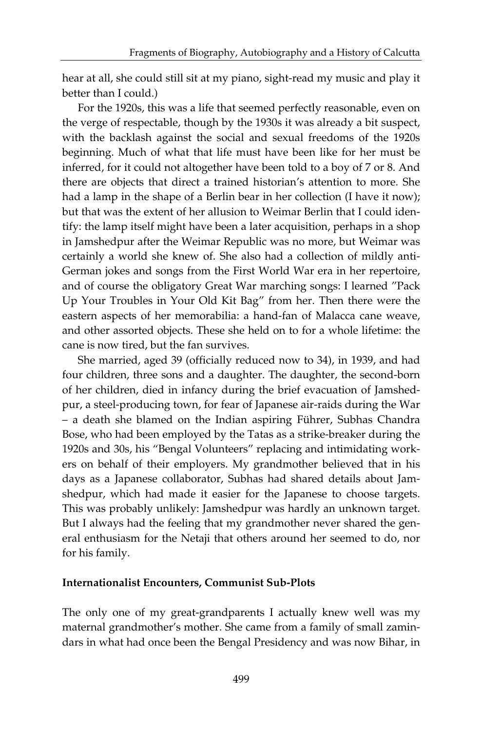hear at all, she could still sit at my piano, sight-read my music and play it better than I could.)

For the 1920s, this was a life that seemed perfectly reasonable, even on the verge of respectable, though by the 1930s it was already a bit suspect, with the backlash against the social and sexual freedoms of the 1920s beginning. Much of what that life must have been like for her must be inferred, for it could not altogether have been told to a boy of 7 or 8. And there are objects that direct a trained historian's attention to more. She had a lamp in the shape of a Berlin bear in her collection (I have it now); but that was the extent of her allusion to Weimar Berlin that I could identify: the lamp itself might have been a later acquisition, perhaps in a shop in Jamshedpur after the Weimar Republic was no more, but Weimar was certainly a world she knew of. She also had a collection of mildly anti-German jokes and songs from the First World War era in her repertoire, and of course the obligatory Great War marching songs: I learned "Pack Up Your Troubles in Your Old Kit Bag" from her. Then there were the eastern aspects of her memorabilia: a hand-fan of Malacca cane weave, and other assorted objects. These she held on to for a whole lifetime: the cane is now tired, but the fan survives.

She married, aged 39 (officially reduced now to 34), in 1939, and had four children, three sons and a daughter. The daughter, the second-born of her children, died in infancy during the brief evacuation of Jamshedpur, a steel-producing town, for fear of Japanese air-raids during the War – a death she blamed on the Indian aspiring Führer, Subhas Chandra Bose, who had been employed by the Tatas as a strike-breaker during the 1920s and 30s, his "Bengal Volunteers" replacing and intimidating workers on behalf of their employers. My grandmother believed that in his days as a Japanese collaborator, Subhas had shared details about Jamshedpur, which had made it easier for the Japanese to choose targets. This was probably unlikely: Jamshedpur was hardly an unknown target. But I always had the feeling that my grandmother never shared the general enthusiasm for the Netaji that others around her seemed to do, nor for his family.

### Internationalist Encounters, Communist Sub-Plots

The only one of my great-grandparents I actually knew well was my maternal grandmother's mother. She came from a family of small zamindars in what had once been the Bengal Presidency and was now Bihar, in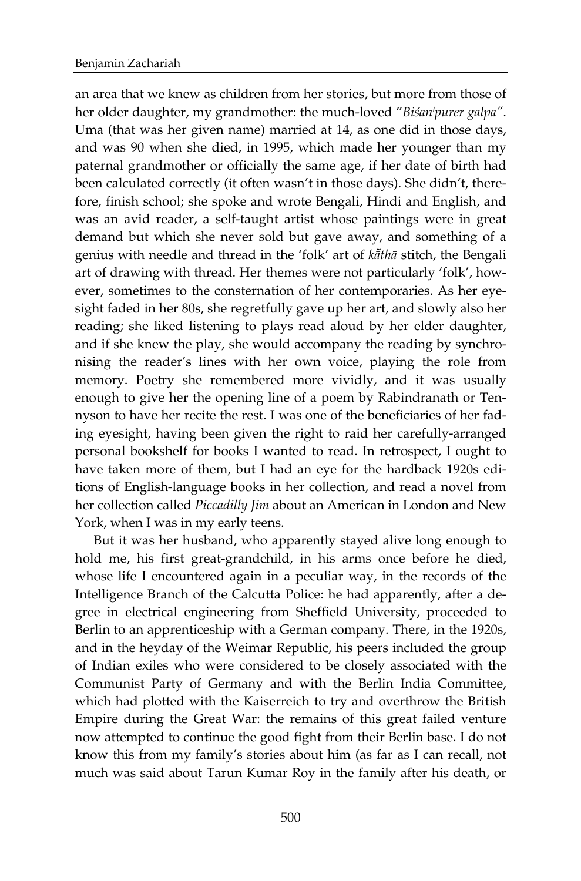an area that we knew as children from her stories, but more from those of her older daughter, my grandmother: the much-loved "*Biśan'purer galpa*". Uma (that was her given name) married at 14, as one did in those days, and was 90 when she died, in 1995, which made her younger than my paternal grandmother or officially the same age, if her date of birth had been calculated correctly (it often wasn't in those days). She didn't, therefore, finish school; she spoke and wrote Bengali, Hindi and English, and was an avid reader, a self-taught artist whose paintings were in great demand but which she never sold but gave away, and something of a genius with needle and thread in the 'folk' art of *kā̃thā* stitch, the Bengali art of drawing with thread. Her themes were not particularly 'folk', however, sometimes to the consternation of her contemporaries. As her eyesight faded in her 80s, she regretfully gave up her art, and slowly also her reading; she liked listening to plays read aloud by her elder daughter, and if she knew the play, she would accompany the reading by synchronising the reader's lines with her own voice, playing the role from memory. Poetry she remembered more vividly, and it was usually enough to give her the opening line of a poem by Rabindranath or Tennyson to have her recite the rest. I was one of the beneficiaries of her fading eyesight, having been given the right to raid her carefully-arranged personal bookshelf for books I wanted to read. In retrospect, I ought to have taken more of them, but I had an eye for the hardback 1920s editions of English-language books in her collection, and read a novel from her collection called *Piccadilly Jim* about an American in London and New York, when I was in my early teens.

But it was her husband, who apparently stayed alive long enough to hold me, his first great-grandchild, in his arms once before he died, whose life I encountered again in a peculiar way, in the records of the Intelligence Branch of the Calcutta Police: he had apparently, after a degree in electrical engineering from Sheffield University, proceeded to Berlin to an apprenticeship with a German company. There, in the 1920s, and in the heyday of the Weimar Republic, his peers included the group of Indian exiles who were considered to be closely associated with the Communist Party of Germany and with the Berlin India Committee, which had plotted with the Kaiserreich to try and overthrow the British Empire during the Great War: the remains of this great failed venture now attempted to continue the good fight from their Berlin base. I do not know this from my family's stories about him (as far as I can recall, not much was said about Tarun Kumar Roy in the family after his death, or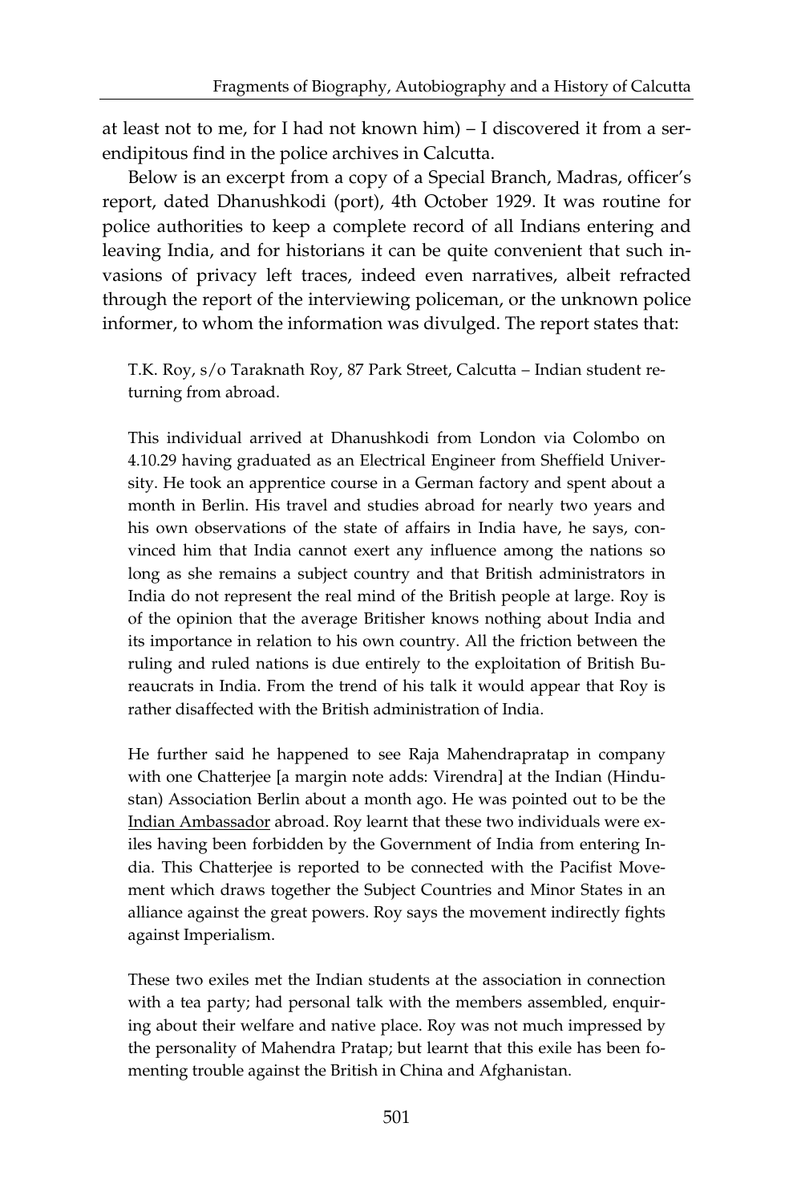at least not to me, for I had not known him) – I discovered it from a serendipitous find in the police archives in Calcutta.

Below is an excerpt from a copy of a Special Branch, Madras, officer's report, dated Dhanushkodi (port), 4th October 1929. It was routine for police authorities to keep a complete record of all Indians entering and leaving India, and for historians it can be quite convenient that such invasions of privacy left traces, indeed even narratives, albeit refracted through the report of the interviewing policeman, or the unknown police informer, to whom the information was divulged. The report states that:

> T.K. Roy, s/o Taraknath Roy, 87 Park Street, Calcutta – Indian student returning from abroad.
>
> This individual arrived at Dhanushkodi from London via Colombo on 4.10.29 having graduated as an Electrical Engineer from Sheffield University. He took an apprentice course in a German factory and spent about a month in Berlin. His travel and studies abroad for nearly two years and his own observations of the state of affairs in India have, he says, convinced him that India cannot exert any influence among the nations so long as she remains a subject country and that British administrators in India do not represent the real mind of the British people at large. Roy is of the opinion that the average Britisher knows nothing about India and its importance in relation to his own country. All the friction between the ruling and ruled nations is due entirely to the exploitation of British Bureaucrats in India. From the trend of his talk it would appear that Roy is rather disaffected with the British administration of India.
>
> He further said he happened to see Raja Mahendrapratap in company with one Chatterjee [a margin note adds: Virendra] at the Indian (Hindustan) Association Berlin about a month ago. He was pointed out to be the <u>Indian Ambassador</u> abroad. Roy learnt that these two individuals were exiles having been forbidden by the Government of India from entering India. This Chatterjee is reported to be connected with the Pacifist Movement which draws together the Subject Countries and Minor States in an alliance against the great powers. Roy says the movement indirectly fights against Imperialism.
>
> These two exiles met the Indian students at the association in connection with a tea party; had personal talk with the members assembled, enquiring about their welfare and native place. Roy was not much impressed by the personality of Mahendra Pratap; but learnt that this exile has been fomenting trouble against the British in China and Afghanistan.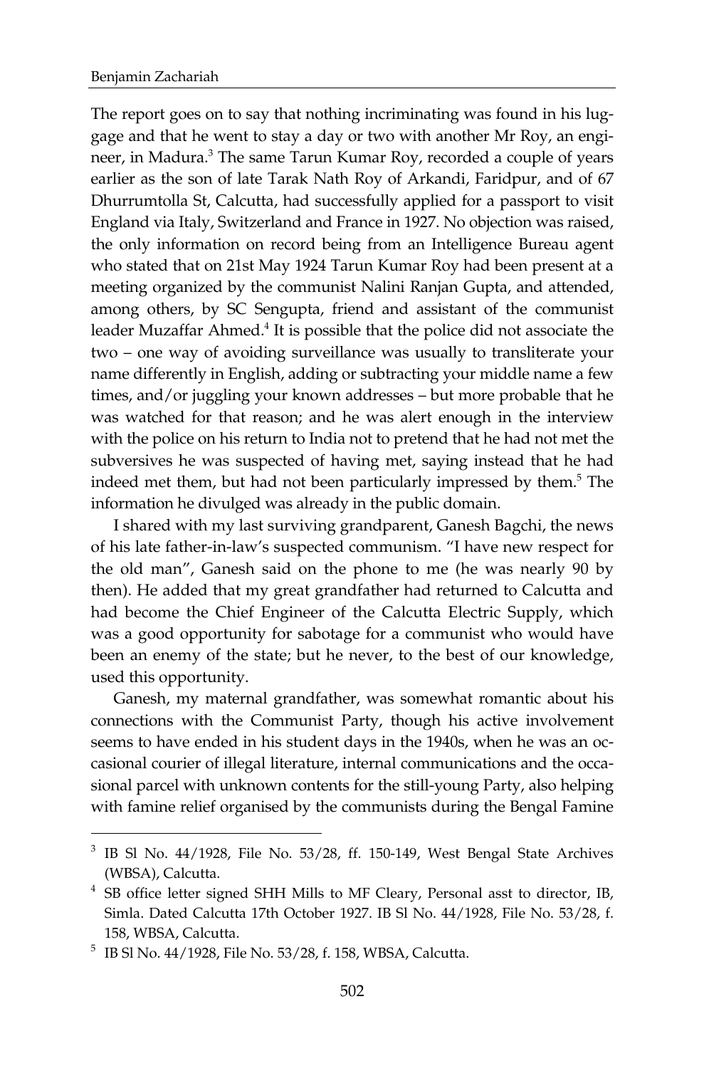The report goes on to say that nothing incriminating was found in his luggage and that he went to stay a day or two with another Mr Roy, an engineer, in Madura.[3] The same Tarun Kumar Roy, recorded a couple of years earlier as the son of late Tarak Nath Roy of Arkandi, Faridpur, and of 67 Dhurrumtolla St, Calcutta, had successfully applied for a passport to visit England via Italy, Switzerland and France in 1927. No objection was raised, the only information on record being from an Intelligence Bureau agent who stated that on 21st May 1924 Tarun Kumar Roy had been present at a meeting organized by the communist Nalini Ranjan Gupta, and attended, among others, by SC Sengupta, friend and assistant of the communist leader Muzaffar Ahmed.[4] It is possible that the police did not associate the two – one way of avoiding surveillance was usually to transliterate your name differently in English, adding or subtracting your middle name a few times, and/or juggling your known addresses – but more probable that he was watched for that reason; and he was alert enough in the interview with the police on his return to India not to pretend that he had not met the subversives he was suspected of having met, saying instead that he had indeed met them, but had not been particularly impressed by them.[5] The information he divulged was already in the public domain.

I shared with my last surviving grandparent, Ganesh Bagchi, the news of his late father-in-law's suspected communism. "I have new respect for the old man", Ganesh said on the phone to me (he was nearly 90 by then). He added that my great grandfather had returned to Calcutta and had become the Chief Engineer of the Calcutta Electric Supply, which was a good opportunity for sabotage for a communist who would have been an enemy of the state; but he never, to the best of our knowledge, used this opportunity.

Ganesh, my maternal grandfather, was somewhat romantic about his connections with the Communist Party, though his active involvement seems to have ended in his student days in the 1940s, when he was an occasional courier of illegal literature, internal communications and the occasional parcel with unknown contents for the still-young Party, also helping with famine relief organised by the communists during the Bengal Famine

---

[3] IB Sl No. 44/1928, File No. 53/28, ff. 150-149, West Bengal State Archives (WBSA), Calcutta.

[4] SB office letter signed SHH Mills to MF Cleary, Personal asst to director, IB, Simla. Dated Calcutta 17th October 1927. IB Sl No. 44/1928, File No. 53/28, f. 158, WBSA, Calcutta.

[5] IB Sl No. 44/1928, File No. 53/28, f. 158, WBSA, Calcutta.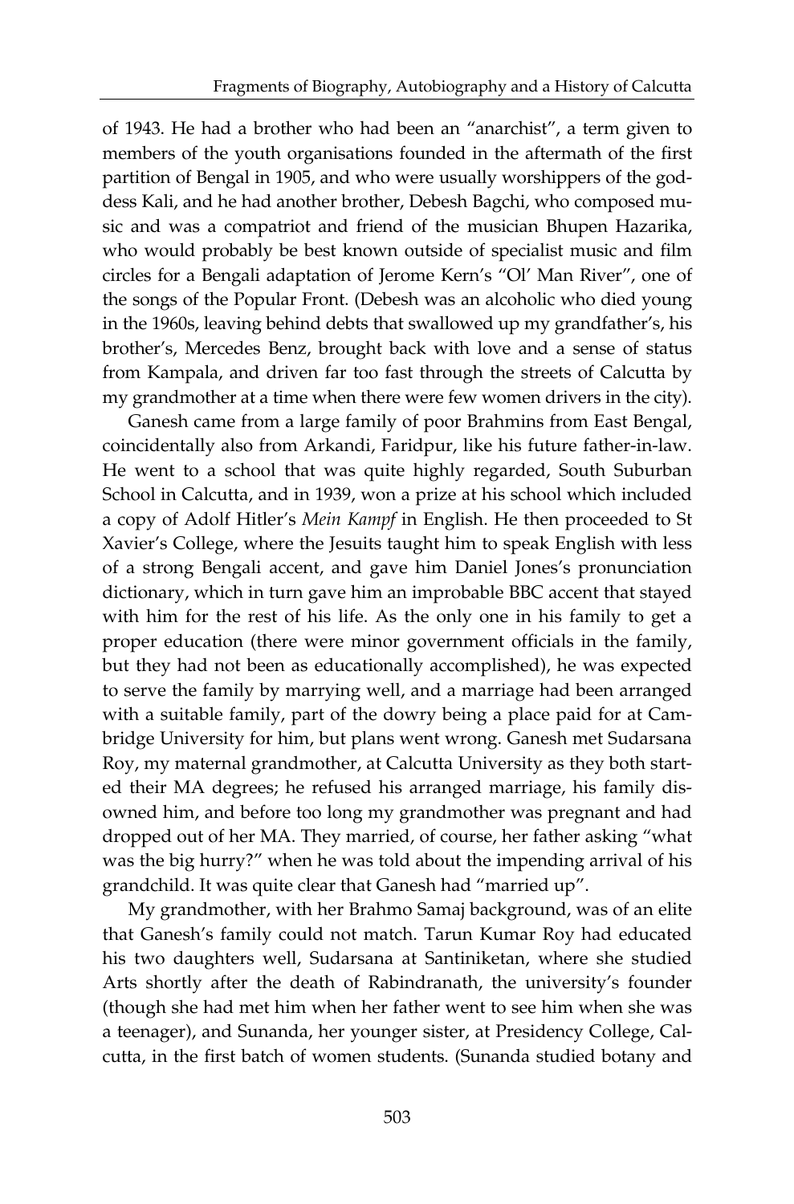of 1943. He had a brother who had been an "anarchist", a term given to members of the youth organisations founded in the aftermath of the first partition of Bengal in 1905, and who were usually worshippers of the goddess Kali, and he had another brother, Debesh Bagchi, who composed music and was a compatriot and friend of the musician Bhupen Hazarika, who would probably be best known outside of specialist music and film circles for a Bengali adaptation of Jerome Kern's "Ol' Man River", one of the songs of the Popular Front. (Debesh was an alcoholic who died young in the 1960s, leaving behind debts that swallowed up my grandfather's, his brother's, Mercedes Benz, brought back with love and a sense of status from Kampala, and driven far too fast through the streets of Calcutta by my grandmother at a time when there were few women drivers in the city).

Ganesh came from a large family of poor Brahmins from East Bengal, coincidentally also from Arkandi, Faridpur, like his future father-in-law. He went to a school that was quite highly regarded, South Suburban School in Calcutta, and in 1939, won a prize at his school which included a copy of Adolf Hitler's *Mein Kampf* in English. He then proceeded to St Xavier's College, where the Jesuits taught him to speak English with less of a strong Bengali accent, and gave him Daniel Jones's pronunciation dictionary, which in turn gave him an improbable BBC accent that stayed with him for the rest of his life. As the only one in his family to get a proper education (there were minor government officials in the family, but they had not been as educationally accomplished), he was expected to serve the family by marrying well, and a marriage had been arranged with a suitable family, part of the dowry being a place paid for at Cambridge University for him, but plans went wrong. Ganesh met Sudarsana Roy, my maternal grandmother, at Calcutta University as they both started their MA degrees; he refused his arranged marriage, his family disowned him, and before too long my grandmother was pregnant and had dropped out of her MA. They married, of course, her father asking "what was the big hurry?" when he was told about the impending arrival of his grandchild. It was quite clear that Ganesh had "married up".

My grandmother, with her Brahmo Samaj background, was of an elite that Ganesh's family could not match. Tarun Kumar Roy had educated his two daughters well, Sudarsana at Santiniketan, where she studied Arts shortly after the death of Rabindranath, the university's founder (though she had met him when her father went to see him when she was a teenager), and Sunanda, her younger sister, at Presidency College, Calcutta, in the first batch of women students. (Sunanda studied botany and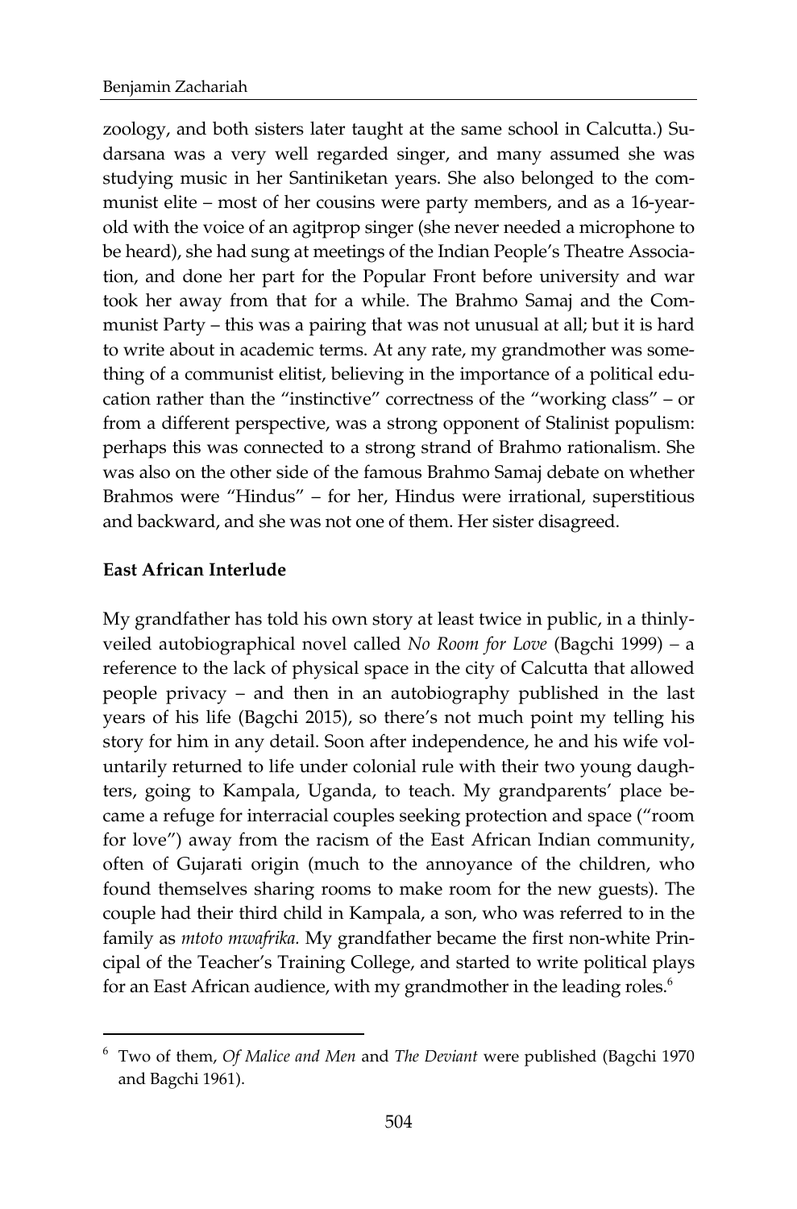zoology, and both sisters later taught at the same school in Calcutta.) Sudarsana was a very well regarded singer, and many assumed she was studying music in her Santiniketan years. She also belonged to the communist elite – most of her cousins were party members, and as a 16-year-old with the voice of an agitprop singer (she never needed a microphone to be heard), she had sung at meetings of the Indian People's Theatre Association, and done her part for the Popular Front before university and war took her away from that for a while. The Brahmo Samaj and the Communist Party – this was a pairing that was not unusual at all; but it is hard to write about in academic terms. At any rate, my grandmother was something of a communist elitist, believing in the importance of a political education rather than the "instinctive" correctness of the "working class" – or from a different perspective, was a strong opponent of Stalinist populism: perhaps this was connected to a strong strand of Brahmo rationalism. She was also on the other side of the famous Brahmo Samaj debate on whether Brahmos were "Hindus" – for her, Hindus were irrational, superstitious and backward, and she was not one of them. Her sister disagreed.

**East African Interlude**

My grandfather has told his own story at least twice in public, in a thinly-veiled autobiographical novel called *No Room for Love* (Bagchi 1999) – a reference to the lack of physical space in the city of Calcutta that allowed people privacy – and then in an autobiography published in the last years of his life (Bagchi 2015), so there's not much point my telling his story for him in any detail. Soon after independence, he and his wife voluntarily returned to life under colonial rule with their two young daughters, going to Kampala, Uganda, to teach. My grandparents' place became a refuge for interracial couples seeking protection and space ("room for love") away from the racism of the East African Indian community, often of Gujarati origin (much to the annoyance of the children, who found themselves sharing rooms to make room for the new guests). The couple had their third child in Kampala, a son, who was referred to in the family as *mtoto mwafrika.* My grandfather became the first non-white Principal of the Teacher's Training College, and started to write political plays for an East African audience, with my grandmother in the leading roles.[6]

[6] Two of them, *Of Malice and Men* and *The Deviant* were published (Bagchi 1970 and Bagchi 1961).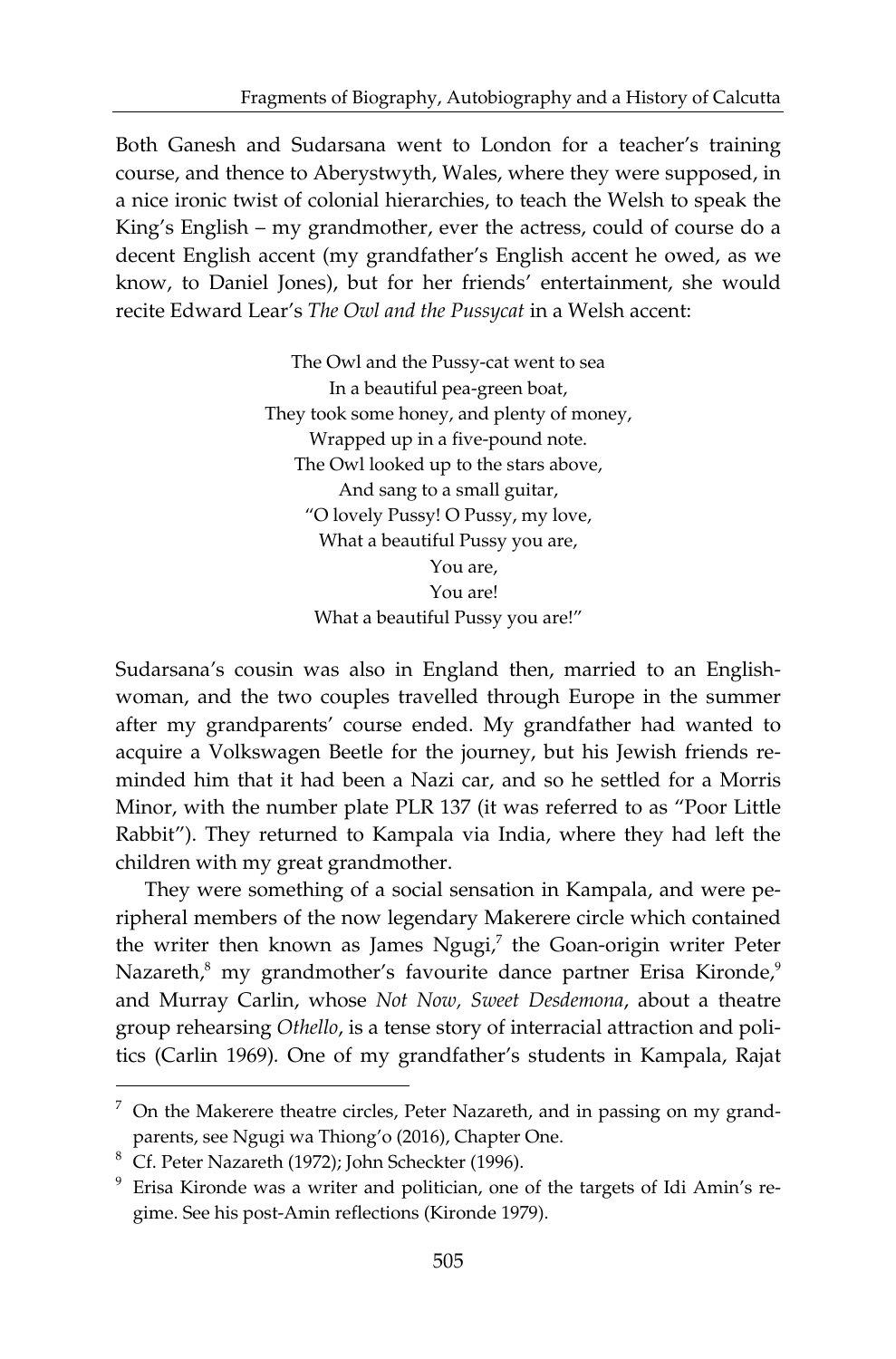Both Ganesh and Sudarsana went to London for a teacher's training course, and thence to Aberystwyth, Wales, where they were supposed, in a nice ironic twist of colonial hierarchies, to teach the Welsh to speak the King's English – my grandmother, ever the actress, could of course do a decent English accent (my grandfather's English accent he owed, as we know, to Daniel Jones), but for her friends' entertainment, she would recite Edward Lear's *The Owl and the Pussycat* in a Welsh accent:

> The Owl and the Pussy-cat went to sea  
> In a beautiful pea-green boat,  
> They took some honey, and plenty of money,  
> Wrapped up in a five-pound note.  
> The Owl looked up to the stars above,  
> And sang to a small guitar,  
> "O lovely Pussy! O Pussy, my love,  
> What a beautiful Pussy you are,  
> You are,  
> You are!  
> What a beautiful Pussy you are!"

Sudarsana's cousin was also in England then, married to an Englishwoman, and the two couples travelled through Europe in the summer after my grandparents' course ended. My grandfather had wanted to acquire a Volkswagen Beetle for the journey, but his Jewish friends reminded him that it had been a Nazi car, and so he settled for a Morris Minor, with the number plate PLR 137 (it was referred to as "Poor Little Rabbit"). They returned to Kampala via India, where they had left the children with my great grandmother.

They were something of a social sensation in Kampala, and were peripheral members of the now legendary Makerere circle which contained the writer then known as James Ngugi,[7] the Goan-origin writer Peter Nazareth,[8] my grandmother's favourite dance partner Erisa Kironde,[9] and Murray Carlin, whose *Not Now, Sweet Desdemona*, about a theatre group rehearsing *Othello*, is a tense story of interracial attraction and politics (Carlin 1969). One of my grandfather's students in Kampala, Rajat

---

[7] On the Makerere theatre circles, Peter Nazareth, and in passing on my grandparents, see Ngugi wa Thiong'o (2016), Chapter One.

[8] Cf. Peter Nazareth (1972); John Scheckter (1996).

[9] Erisa Kironde was a writer and politician, one of the targets of Idi Amin's regime. See his post-Amin reflections (Kironde 1979).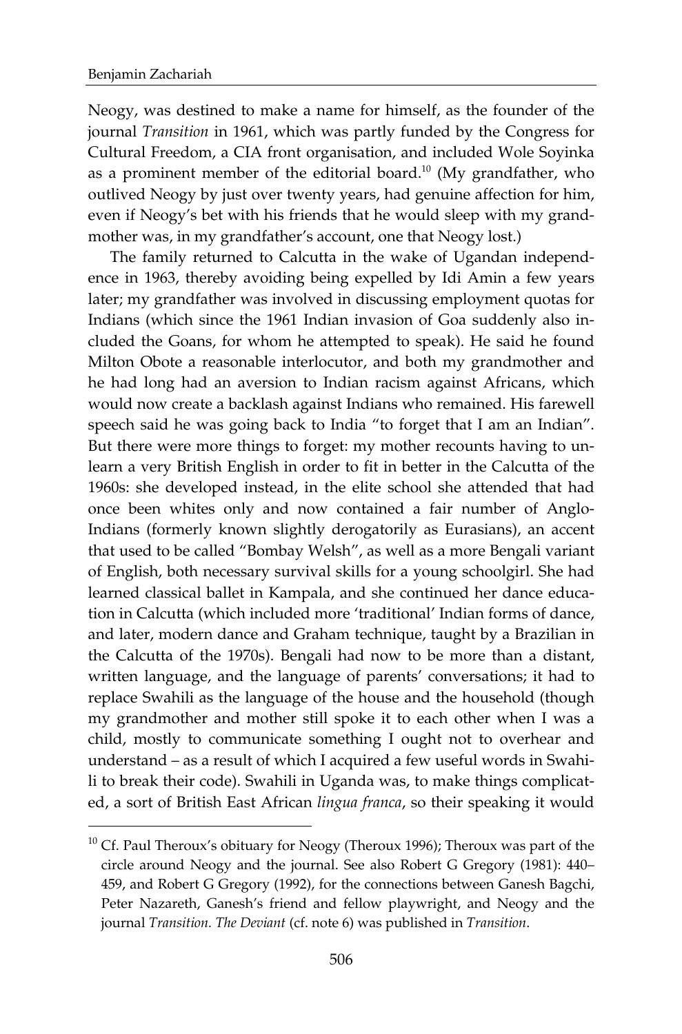Neogy, was destined to make a name for himself, as the founder of the journal *Transition* in 1961, which was partly funded by the Congress for Cultural Freedom, a CIA front organisation, and included Wole Soyinka as a prominent member of the editorial board.[10] (My grandfather, who outlived Neogy by just over twenty years, had genuine affection for him, even if Neogy's bet with his friends that he would sleep with my grandmother was, in my grandfather's account, one that Neogy lost.)

The family returned to Calcutta in the wake of Ugandan independence in 1963, thereby avoiding being expelled by Idi Amin a few years later; my grandfather was involved in discussing employment quotas for Indians (which since the 1961 Indian invasion of Goa suddenly also included the Goans, for whom he attempted to speak). He said he found Milton Obote a reasonable interlocutor, and both my grandmother and he had long had an aversion to Indian racism against Africans, which would now create a backlash against Indians who remained. His farewell speech said he was going back to India "to forget that I am an Indian". But there were more things to forget: my mother recounts having to unlearn a very British English in order to fit in better in the Calcutta of the 1960s: she developed instead, in the elite school she attended that had once been whites only and now contained a fair number of Anglo-Indians (formerly known slightly derogatorily as Eurasians), an accent that used to be called "Bombay Welsh", as well as a more Bengali variant of English, both necessary survival skills for a young schoolgirl. She had learned classical ballet in Kampala, and she continued her dance education in Calcutta (which included more 'traditional' Indian forms of dance, and later, modern dance and Graham technique, taught by a Brazilian in the Calcutta of the 1970s). Bengali had now to be more than a distant, written language, and the language of parents' conversations; it had to replace Swahili as the language of the house and the household (though my grandmother and mother still spoke it to each other when I was a child, mostly to communicate something I ought not to overhear and understand – as a result of which I acquired a few useful words in Swahili to break their code). Swahili in Uganda was, to make things complicated, a sort of British East African *lingua franca*, so their speaking it would

---

[10] Cf. Paul Theroux's obituary for Neogy (Theroux 1996); Theroux was part of the circle around Neogy and the journal. See also Robert G Gregory (1981): 440–459, and Robert G Gregory (1992), for the connections between Ganesh Bagchi, Peter Nazareth, Ganesh's friend and fellow playwright, and Neogy and the journal *Transition*. *The Deviant* (cf. note 6) was published in *Transition*.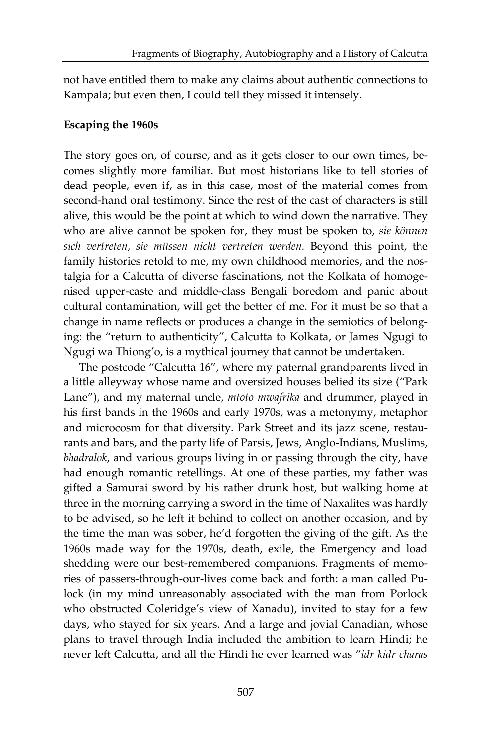not have entitled them to make any claims about authentic connections to Kampala; but even then, I could tell they missed it intensely.

**Escaping the 1960s**

The story goes on, of course, and as it gets closer to our own times, becomes slightly more familiar. But most historians like to tell stories of dead people, even if, as in this case, most of the material comes from second-hand oral testimony. Since the rest of the cast of characters is still alive, this would be the point at which to wind down the narrative. They who are alive cannot be spoken for, they must be spoken to, *sie können sich vertreten, sie müssen nicht vertreten werden.* Beyond this point, the family histories retold to me, my own childhood memories, and the nostalgia for a Calcutta of diverse fascinations, not the Kolkata of homogenised upper-caste and middle-class Bengali boredom and panic about cultural contamination, will get the better of me. For it must be so that a change in name reflects or produces a change in the semiotics of belonging: the "return to authenticity", Calcutta to Kolkata, or James Ngugi to Ngugi wa Thiong'o, is a mythical journey that cannot be undertaken.

The postcode "Calcutta 16", where my paternal grandparents lived in a little alleyway whose name and oversized houses belied its size ("Park Lane"), and my maternal uncle, *mtoto mwafrika* and drummer, played in his first bands in the 1960s and early 1970s, was a metonymy, metaphor and microcosm for that diversity. Park Street and its jazz scene, restaurants and bars, and the party life of Parsis, Jews, Anglo-Indians, Muslims, *bhadralok*, and various groups living in or passing through the city, have had enough romantic retellings. At one of these parties, my father was gifted a Samurai sword by his rather drunk host, but walking home at three in the morning carrying a sword in the time of Naxalites was hardly to be advised, so he left it behind to collect on another occasion, and by the time the man was sober, he'd forgotten the giving of the gift. As the 1960s made way for the 1970s, death, exile, the Emergency and load shedding were our best-remembered companions. Fragments of memories of passers-through-our-lives come back and forth: a man called Pulock (in my mind unreasonably associated with the man from Porlock who obstructed Coleridge's view of Xanadu), invited to stay for a few days, who stayed for six years. And a large and jovial Canadian, whose plans to travel through India included the ambition to learn Hindi; he never left Calcutta, and all the Hindi he ever learned was "*idr kidr charas*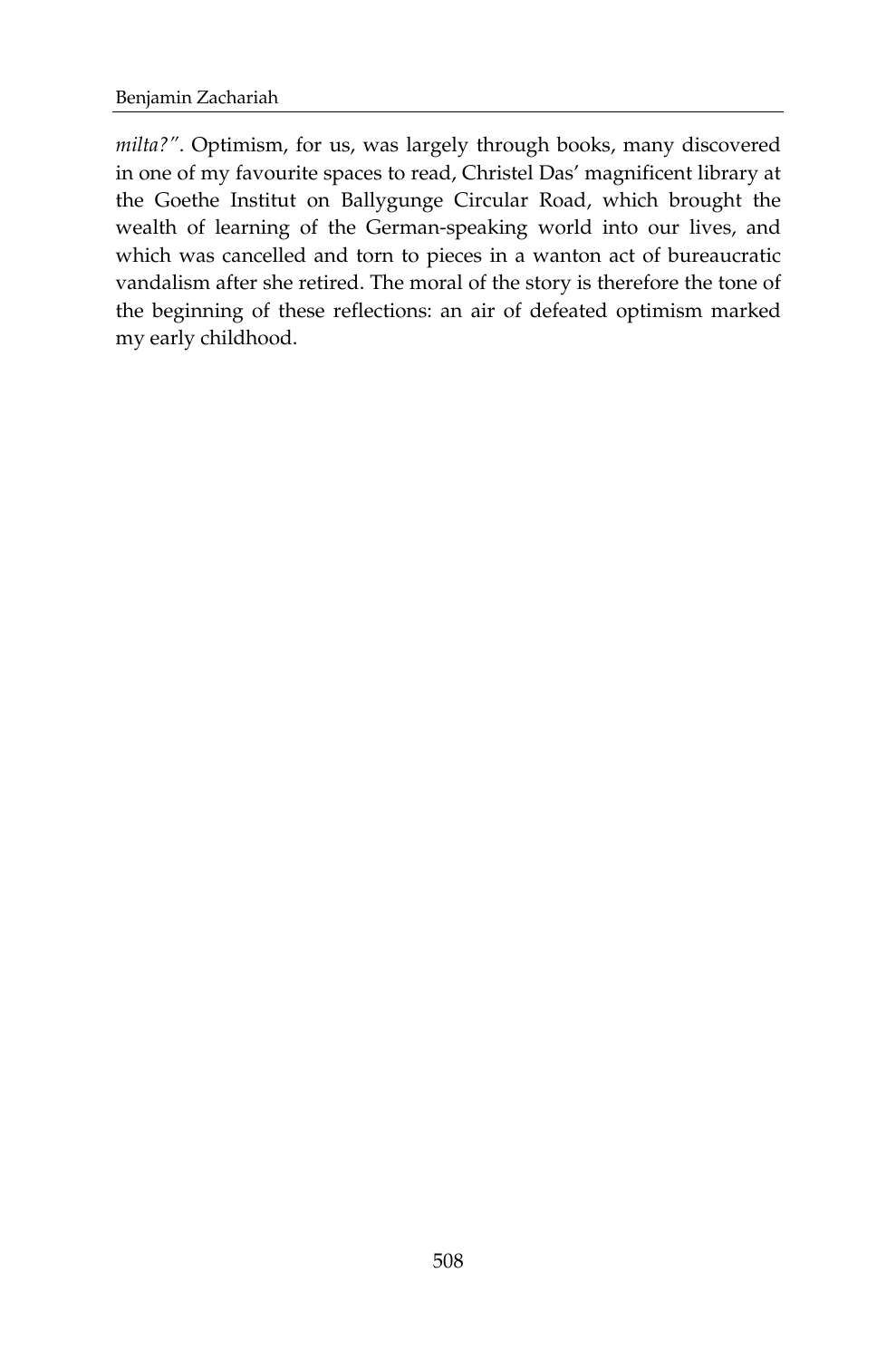*milta?"*. Optimism, for us, was largely through books, many discovered in one of my favourite spaces to read, Christel Das' magnificent library at the Goethe Institut on Ballygunge Circular Road, which brought the wealth of learning of the German-speaking world into our lives, and which was cancelled and torn to pieces in a wanton act of bureaucratic vandalism after she retired. The moral of the story is therefore the tone of the beginning of these reflections: an air of defeated optimism marked my early childhood.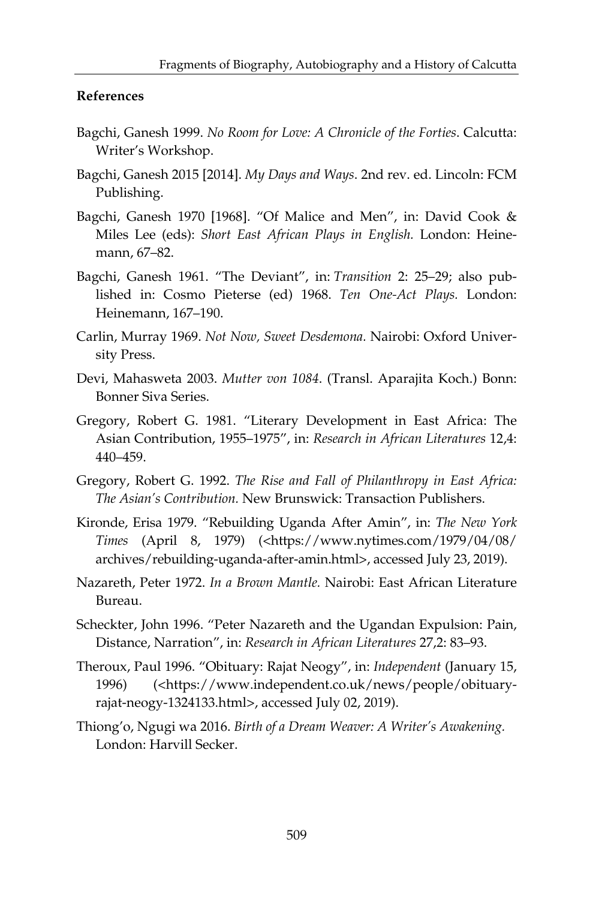**References**

Bagchi, Ganesh 1999. *No Room for Love: A Chronicle of the Forties*. Calcutta: Writer's Workshop.

Bagchi, Ganesh 2015 [2014]. *My Days and Ways*. 2nd rev. ed. Lincoln: FCM Publishing.

Bagchi, Ganesh 1970 [1968]. "Of Malice and Men", in: David Cook & Miles Lee (eds): *Short East African Plays in English.* London: Heinemann, 67–82.

Bagchi, Ganesh 1961. "The Deviant", in: *Transition* 2: 25–29; also published in: Cosmo Pieterse (ed) 1968. *Ten One-Act Plays.* London: Heinemann, 167–190.

Carlin, Murray 1969. *Not Now, Sweet Desdemona.* Nairobi: Oxford University Press.

Devi, Mahasweta 2003. *Mutter von 1084*. (Transl. Aparajita Koch.) Bonn: Bonner Siva Series.

Gregory, Robert G. 1981. "Literary Development in East Africa: The Asian Contribution, 1955–1975", in: *Research in African Literatures* 12,4: 440–459.

Gregory, Robert G. 1992. *The Rise and Fall of Philanthropy in East Africa: The Asian's Contribution.* New Brunswick: Transaction Publishers.

Kironde, Erisa 1979. "Rebuilding Uganda After Amin", in: *The New York Times* (April 8, 1979) (<https://www.nytimes.com/1979/04/08/archives/rebuilding-uganda-after-amin.html>, accessed July 23, 2019).

Nazareth, Peter 1972. *In a Brown Mantle.* Nairobi: East African Literature Bureau.

Scheckter, John 1996. "Peter Nazareth and the Ugandan Expulsion: Pain, Distance, Narration", in: *Research in African Literatures* 27,2: 83–93.

Theroux, Paul 1996. "Obituary: Rajat Neogy", in: *Independent* (January 15, 1996) (<https://www.independent.co.uk/news/people/obituary-rajat-neogy-1324133.html>, accessed July 02, 2019).

Thiong'o, Ngugi wa 2016. *Birth of a Dream Weaver: A Writer's Awakening.* London: Harvill Secker.